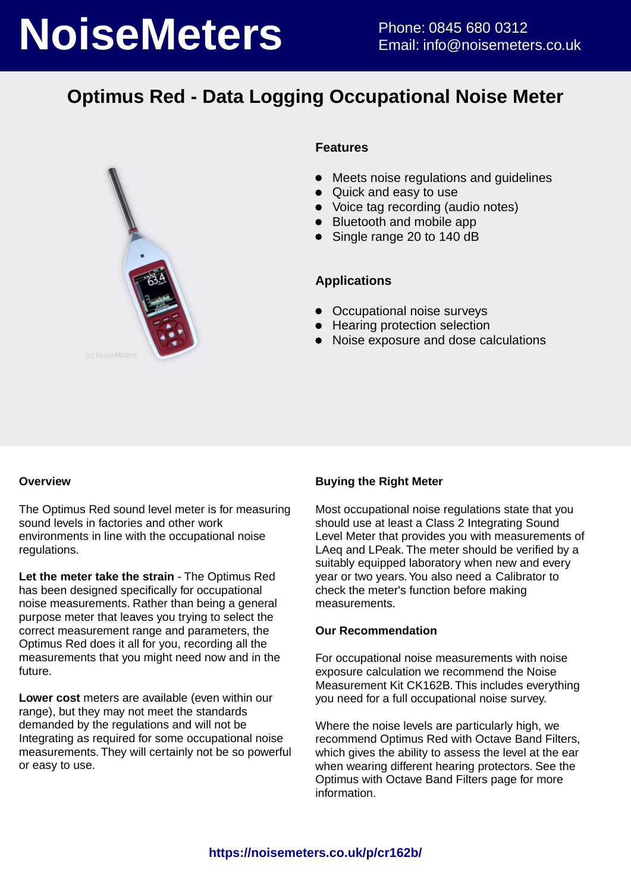# NoiseMeters

Phone: 0845 680 0312
Email: info@noisemeters.co.uk

## Optimus Red - Data Logging Occupational Noise Meter

### Features

- Meets noise regulations and guidelines
- Quick and easy to use
- Voice tag recording (audio notes)
- Bluetooth and mobile app
- Single range 20 to 140 dB

### Applications

- Occupational noise surveys
- Hearing protection selection
- Noise exposure and dose calculations

### Overview

The Optimus Red sound level meter is for measuring sound levels in factories and other work environments in line with the occupational noise regulations.

**Let the meter take the strain** - The Optimus Red has been designed specifically for occupational noise measurements. Rather than being a general purpose meter that leaves you trying to select the correct measurement range and parameters, the Optimus Red does it all for you, recording all the measurements that you might need now and in the future.

**Lower cost** meters are available (even within our range), but they may not meet the standards demanded by the regulations and will not be Integrating as required for some occupational noise measurements. They will certainly not be so powerful or easy to use.

### Buying the Right Meter

Most occupational noise regulations state that you should use at least a Class 2 Integrating Sound Level Meter that provides you with measurements of LAeq and LPeak. The meter should be verified by a suitably equipped laboratory when new and every year or two years. You also need a Calibrator to check the meter's function before making measurements.

### Our Recommendation

For occupational noise measurements with noise exposure calculation we recommend the Noise Measurement Kit CK162B. This includes everything you need for a full occupational noise survey.

Where the noise levels are particularly high, we recommend Optimus Red with Octave Band Filters, which gives the ability to assess the level at the ear when wearing different hearing protectors. See the Optimus with Octave Band Filters page for more information.

https://noisemeters.co.uk/p/cr162b/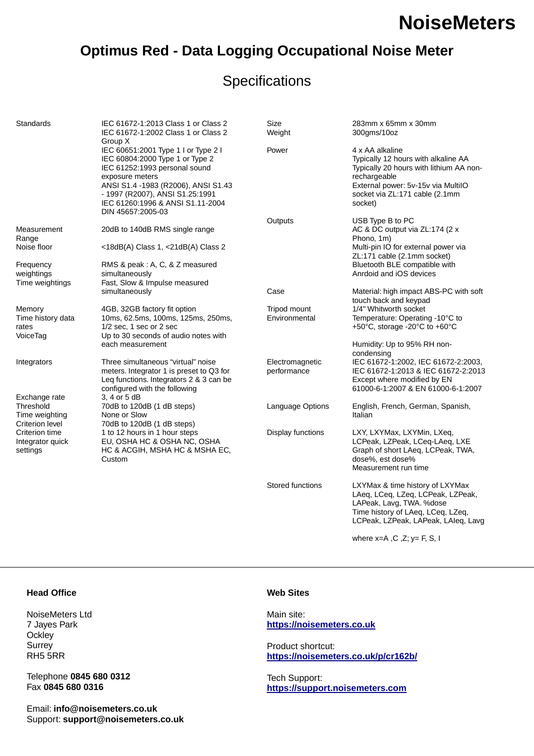# NoiseMeters

## Optimus Red - Data Logging Occupational Noise Meter

### Specifications

| | |
|---|---|
| Standards | IEC 61672-1:2013 Class 1 or Class 2<br>IEC 61672-1:2002 Class 1 or Class 2 Group X<br>IEC 60651:2001 Type 1 I or Type 2 I<br>IEC 60804:2000 Type 1 or Type 2<br>IEC 61252:1993 personal sound exposure meters<br>ANSI S1.4 -1983 (R2006), ANSI S1.43 - 1997 (R2007), ANSI S1.25:1991<br>IEC 61260:1996 & ANSI S1.11-2004<br>DIN 45657:2005-03 |
| Measurement Range | 20dB to 140dB RMS single range |
| Noise floor | <18dB(A) Class 1, <21dB(A) Class 2 |
| Frequency weightings | RMS & peak : A, C, & Z measured simultaneously |
| Time weightings | Fast, Slow & Impulse measured simultaneously |
| Memory | 4GB, 32GB factory fit option |
| Time history data rates | 10ms, 62.5ms, 100ms, 125ms, 250ms, 1/2 sec, 1 sec or 2 sec |
| VoiceTag | Up to 30 seconds of audio notes with each measurement |
| Integrators | Three simultaneous “virtual” noise meters. Integrator 1 is preset to Q3 for Leq functions. Integrators 2 & 3 can be configured with the following |
| Exchange rate | 3, 4 or 5 dB |
| Threshold | 70dB to 120dB (1 dB steps) |
| Time weighting | None or Slow |
| Criterion level | 70dB to 120dB (1 dB steps) |
| Criterion time | 1 to 12 hours in 1 hour steps |
| Integrator quick settings | EU, OSHA HC & OSHA NC, OSHA HC & ACGIH, MSHA HC & MSHA EC, Custom |
| Size | 283mm x 65mm x 30mm |
| Weight | 300gms/10oz |
| Power | 4 x AA alkaline<br>Typically 12 hours with alkaline AA<br>Typically 20 hours with lithium AA non-rechargeable<br>External power: 5v-15v via MultiIO socket via ZL:171 cable (2.1mm socket) |
| Outputs | USB Type B to PC<br>AC & DC output via ZL:174 (2 x Phono, 1m)<br>Multi-pin IO for external power via ZL:171 cable (2.1mm socket)<br>Bluetooth BLE compatible with Anrdoid and iOS devices |
| Case | Material: high impact ABS-PC with soft touch back and keypad |
| Tripod mount | 1/4" Whitworth socket |
| Environmental | Temperature: Operating -10°C to +50°C, storage -20°C to +60°C<br><br>Humidity: Up to 95% RH non-condensing |
| Electromagnetic performance | IEC 61672-1:2002, IEC 61672-2:2003, IEC 61672-1:2013 & IEC 61672-2:2013 Except where modified by EN 61000-6-1:2007 & EN 61000-6-1:2007 |
| Language Options | English, French, German, Spanish, Italian |
| Display functions | LXY, LXYMax, LXYMin, LXeq, LCPeak, LZPeak, LCeq-LAeq, LXE<br>Graph of short LAeq, LCPeak, TWA, dose%, est dose%<br>Measurement run time |
| Stored functions | LXYMax & time history of LXYMax<br>LAeq, LCeq, LZeq, LCPeak, LZPeak, LAPeak, Lavg, TWA. %dose<br>Time history of LAeq, LCeq, LZeq, LCPeak, LZPeak, LAPeak, LAIeq, Lavg<br><br>where x=A ,C ,Z; y= F, S, I |

**Head Office**

NoiseMeters Ltd
7 Jayes Park
Ockley
Surrey
RH5 5RR

Telephone **0845 680 0312**
Fax **0845 680 0316**

Email: **info@noisemeters.co.uk**
Support: **support@noisemeters.co.uk**

**Web Sites**

Main site:
**https://noisemeters.co.uk**

Product shortcut:
**https://noisemeters.co.uk/p/cr162b/**

Tech Support:
**https://support.noisemeters.com**